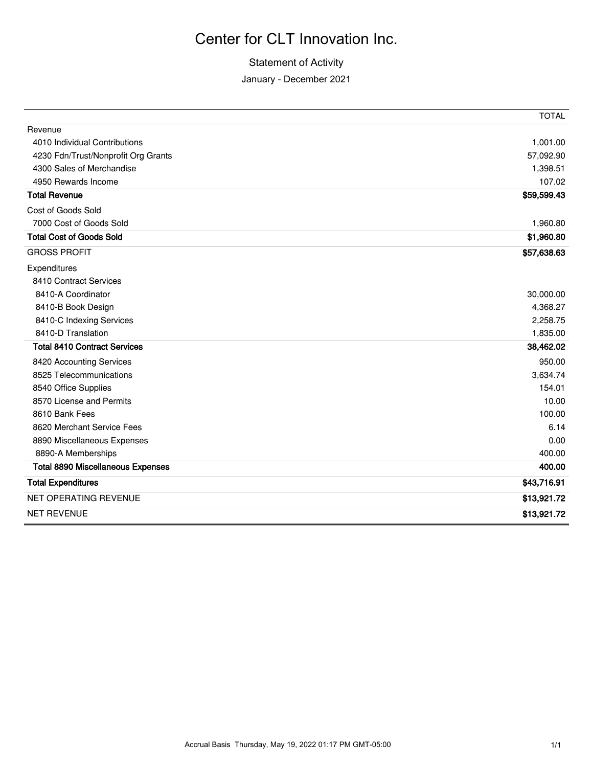# Center for CLT Innovation Inc.

## Statement of Activity

### January - December 2021

| | TOTAL |
|---|---|
| Revenue | |
| 4010 Individual Contributions | 1,001.00 |
| 4230 Fdn/Trust/Nonprofit Org Grants | 57,092.90 |
| 4300 Sales of Merchandise | 1,398.51 |
| 4950 Rewards Income | 107.02 |
| **Total Revenue** | **$59,599.43** |
| Cost of Goods Sold | |
| 7000 Cost of Goods Sold | 1,960.80 |
| **Total Cost of Goods Sold** | **$1,960.80** |
| GROSS PROFIT | **$57,638.63** |
| Expenditures | |
| 8410 Contract Services | |
| 8410-A Coordinator | 30,000.00 |
| 8410-B Book Design | 4,368.27 |
| 8410-C Indexing Services | 2,258.75 |
| 8410-D Translation | 1,835.00 |
| **Total 8410 Contract Services** | **38,462.02** |
| 8420 Accounting Services | 950.00 |
| 8525 Telecommunications | 3,634.74 |
| 8540 Office Supplies | 154.01 |
| 8570 License and Permits | 10.00 |
| 8610 Bank Fees | 100.00 |
| 8620 Merchant Service Fees | 6.14 |
| 8890 Miscellaneous Expenses | 0.00 |
| 8890-A Memberships | 400.00 |
| **Total 8890 Miscellaneous Expenses** | **400.00** |
| **Total Expenditures** | **$43,716.91** |
| NET OPERATING REVENUE | **$13,921.72** |
| NET REVENUE | **$13,921.72** |

Accrual Basis Thursday, May 19, 2022 01:17 PM GMT-05:00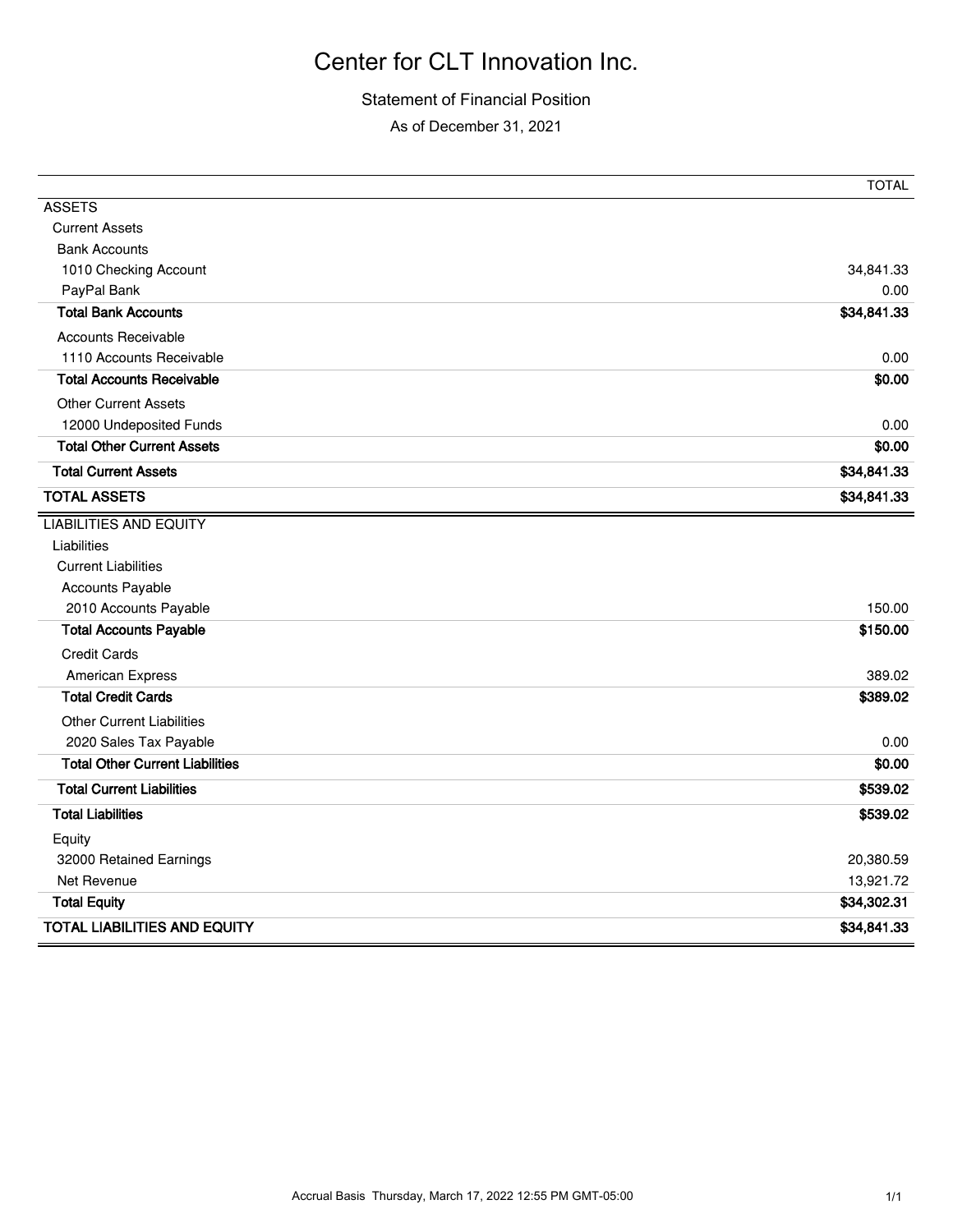# Center for CLT Innovation Inc.

Statement of Financial Position

As of December 31, 2021

| | TOTAL |
|---|---|
| ASSETS | |
| Current Assets | |
| Bank Accounts | |
| 1010 Checking Account | 34,841.33 |
| PayPal Bank | 0.00 |
| **Total Bank Accounts** | **$34,841.33** |
| Accounts Receivable | |
| 1110 Accounts Receivable | 0.00 |
| **Total Accounts Receivable** | **$0.00** |
| Other Current Assets | |
| 12000 Undeposited Funds | 0.00 |
| **Total Other Current Assets** | **$0.00** |
| **Total Current Assets** | **$34,841.33** |
| **TOTAL ASSETS** | **$34,841.33** |
| LIABILITIES AND EQUITY | |
| Liabilities | |
| Current Liabilities | |
| Accounts Payable | |
| 2010 Accounts Payable | 150.00 |
| **Total Accounts Payable** | **$150.00** |
| Credit Cards | |
| American Express | 389.02 |
| **Total Credit Cards** | **$389.02** |
| Other Current Liabilities | |
| 2020 Sales Tax Payable | 0.00 |
| **Total Other Current Liabilities** | **$0.00** |
| **Total Current Liabilities** | **$539.02** |
| **Total Liabilities** | **$539.02** |
| Equity | |
| 32000 Retained Earnings | 20,380.59 |
| Net Revenue | 13,921.72 |
| **Total Equity** | **$34,302.31** |
| **TOTAL LIABILITIES AND EQUITY** | **$34,841.33** |

Accrual Basis Thursday, March 17, 2022 12:55 PM GMT-05:00